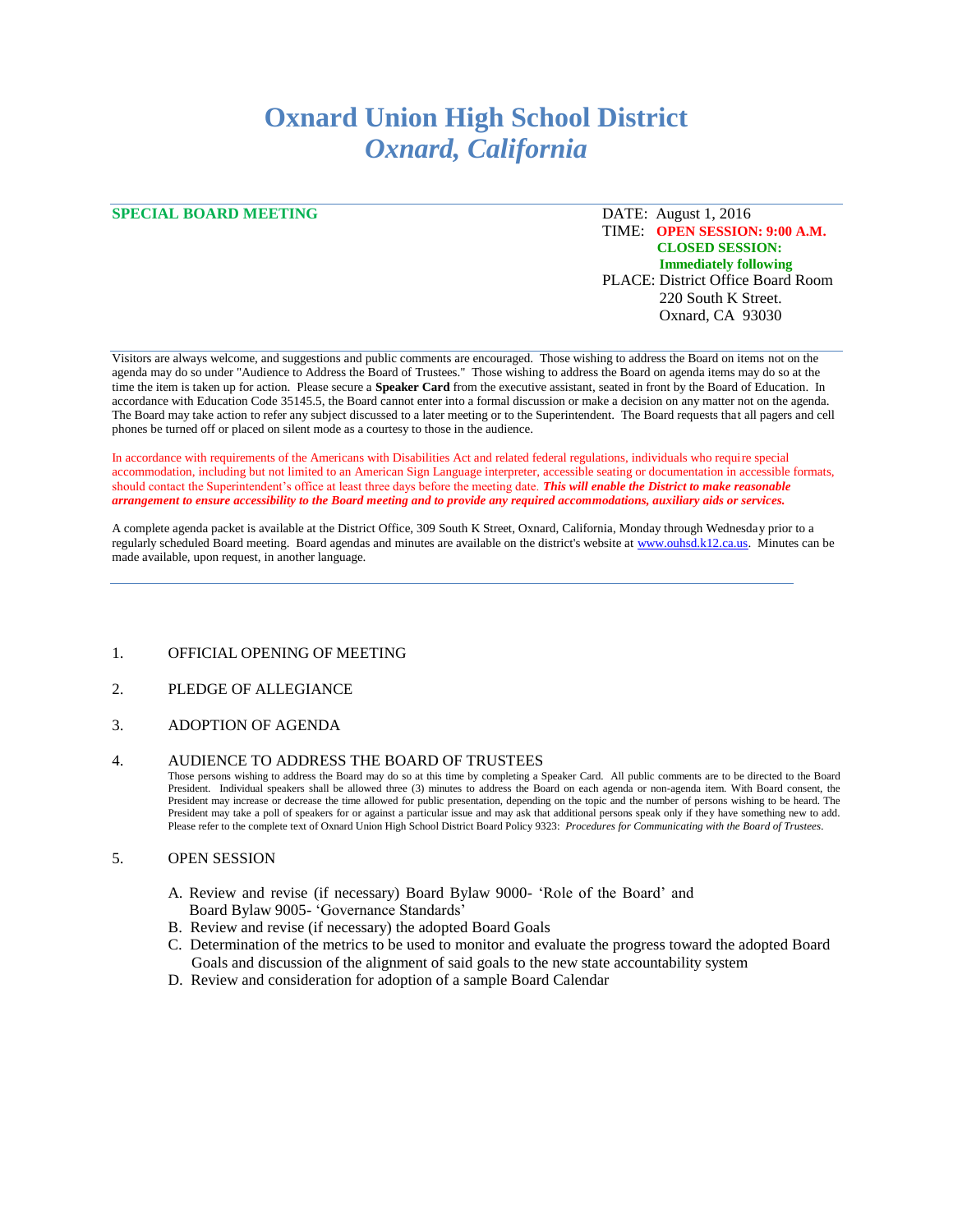# Oxnard Union High School District
## *Oxnard, California*

**SPECIAL BOARD MEETING**

DATE: August 1, 2016
TIME: **OPEN SESSION: 9:00 A.M.**
**CLOSED SESSION: Immediately following**
PLACE: District Office Board Room
220 South K Street.
Oxnard, CA 93030

Visitors are always welcome, and suggestions and public comments are encouraged. Those wishing to address the Board on items not on the agenda may do so under "Audience to Address the Board of Trustees." Those wishing to address the Board on agenda items may do so at the time the item is taken up for action. Please secure a **Speaker Card** from the executive assistant, seated in front by the Board of Education. In accordance with Education Code 35145.5, the Board cannot enter into a formal discussion or make a decision on any matter not on the agenda. The Board may take action to refer any subject discussed to a later meeting or to the Superintendent. The Board requests that all pagers and cell phones be turned off or placed on silent mode as a courtesy to those in the audience.

In accordance with requirements of the Americans with Disabilities Act and related federal regulations, individuals who require special accommodation, including but not limited to an American Sign Language interpreter, accessible seating or documentation in accessible formats, should contact the Superintendent's office at least three days before the meeting date. ***This will enable the District to make reasonable arrangement to ensure accessibility to the Board meeting and to provide any required accommodations, auxiliary aids or services.***

A complete agenda packet is available at the District Office, 309 South K Street, Oxnard, California, Monday through Wednesday prior to a regularly scheduled Board meeting. Board agendas and minutes are available on the district's website at www.ouhsd.k12.ca.us. Minutes can be made available, upon request, in another language.

---

1. OFFICIAL OPENING OF MEETING

2. PLEDGE OF ALLEGIANCE

3. ADOPTION OF AGENDA

4. AUDIENCE TO ADDRESS THE BOARD OF TRUSTEES

   Those persons wishing to address the Board may do so at this time by completing a Speaker Card. All public comments are to be directed to the Board President. Individual speakers shall be allowed three (3) minutes to address the Board on each agenda or non-agenda item. With Board consent, the President may increase or decrease the time allowed for public presentation, depending on the topic and the number of persons wishing to be heard. The President may take a poll of speakers for or against a particular issue and may ask that additional persons speak only if they have something new to add. Please refer to the complete text of Oxnard Union High School District Board Policy 9323: *Procedures for Communicating with the Board of Trustees*.

5. OPEN SESSION

   A. Review and revise (if necessary) Board Bylaw 9000- 'Role of the Board' and Board Bylaw 9005- 'Governance Standards'
   B. Review and revise (if necessary) the adopted Board Goals
   C. Determination of the metrics to be used to monitor and evaluate the progress toward the adopted Board Goals and discussion of the alignment of said goals to the new state accountability system
   D. Review and consideration for adoption of a sample Board Calendar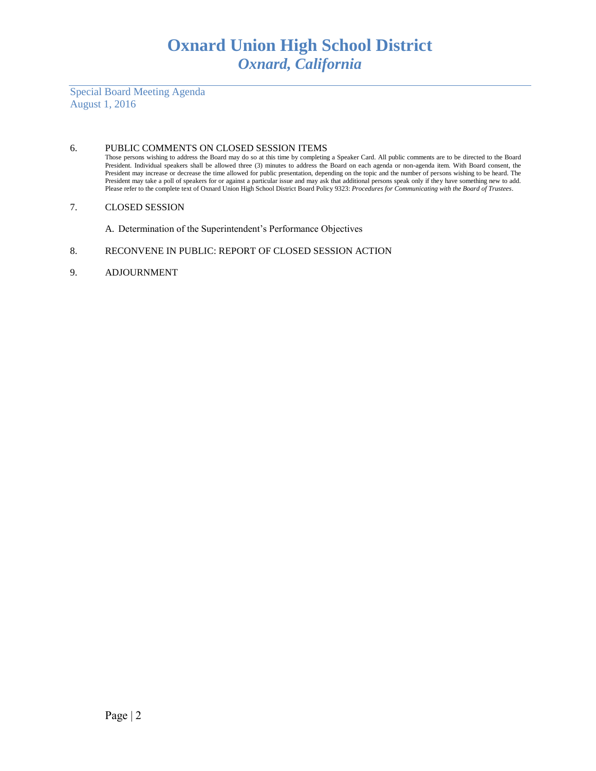6. PUBLIC COMMENTS ON CLOSED SESSION ITEMS

Those persons wishing to address the Board may do so at this time by completing a Speaker Card. All public comments are to be directed to the Board President. Individual speakers shall be allowed three (3) minutes to address the Board on each agenda or non-agenda item. With Board consent, the President may increase or decrease the time allowed for public presentation, depending on the topic and the number of persons wishing to be heard. The President may take a poll of speakers for or against a particular issue and may ask that additional persons speak only if they have something new to add. Please refer to the complete text of Oxnard Union High School District Board Policy 9323: *Procedures for Communicating with the Board of Trustees*.

7. CLOSED SESSION

   A. Determination of the Superintendent's Performance Objectives

8. RECONVENE IN PUBLIC: REPORT OF CLOSED SESSION ACTION

9. ADJOURNMENT